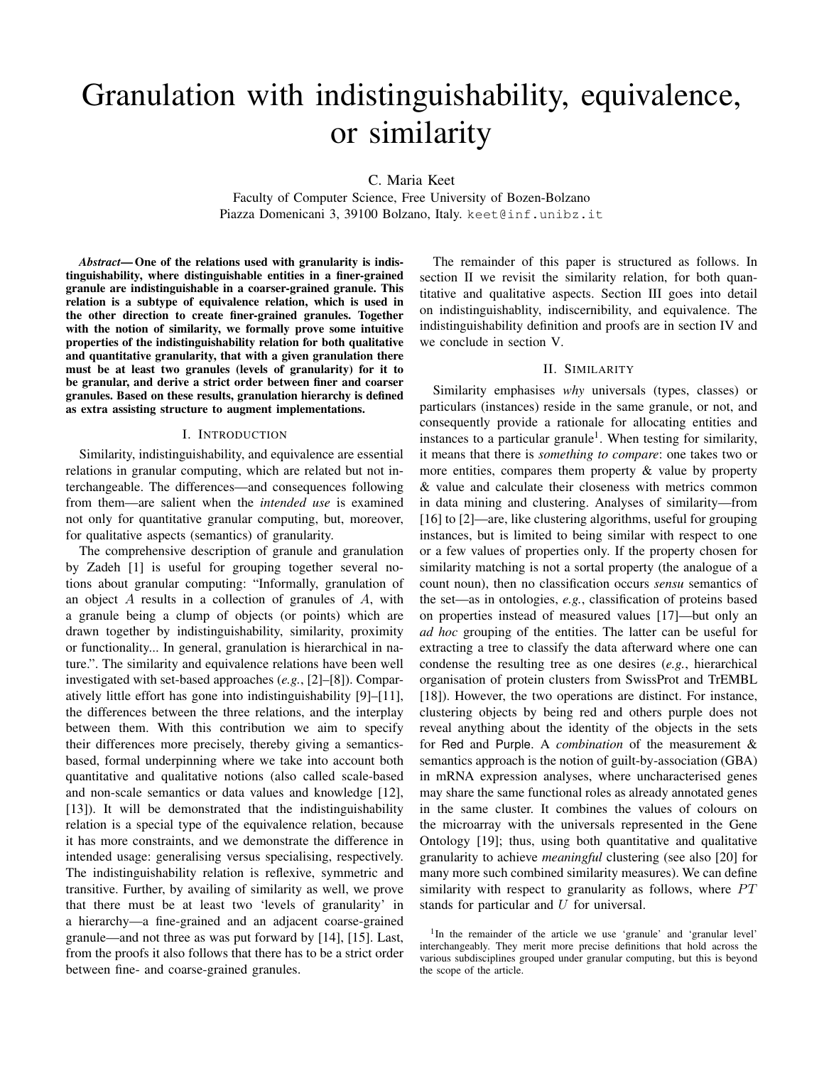# Granulation with indistinguishability, equivalence, or similarity

C. Maria Keet

Faculty of Computer Science, Free University of Bozen-Bolzano
Piazza Domenicani 3, 39100 Bolzano, Italy. keet@inf.unibz.it

***Abstract*— One of the relations used with granularity is indistinguishability, where distinguishable entities in a finer-grained granule are indistinguishable in a coarser-grained granule. This relation is a subtype of equivalence relation, which is used in the other direction to create finer-grained granules. Together with the notion of similarity, we formally prove some intuitive properties of the indistinguishability relation for both qualitative and quantitative granularity, that with a given granulation there must be at least two granules (levels of granularity) for it to be granular, and derive a strict order between finer and coarser granules. Based on these results, granulation hierarchy is defined as extra assisting structure to augment implementations.**

## I. Introduction

Similarity, indistinguishability, and equivalence are essential relations in granular computing, which are related but not interchangeable. The differences—and consequences following from them—are salient when the *intended use* is examined not only for quantitative granular computing, but, moreover, for qualitative aspects (semantics) of granularity.

The comprehensive description of granule and granulation by Zadeh [1] is useful for grouping together several notions about granular computing: "Informally, granulation of an object $A$ results in a collection of granules of $A$, with a granule being a clump of objects (or points) which are drawn together by indistinguishability, similarity, proximity or functionality... In general, granulation is hierarchical in nature.". The similarity and equivalence relations have been well investigated with set-based approaches (*e.g.*, [2]–[8]). Comparatively little effort has gone into indistinguishability [9]–[11], the differences between the three relations, and the interplay between them. With this contribution we aim to specify their differences more precisely, thereby giving a semantics-based, formal underpinning where we take into account both quantitative and qualitative notions (also called scale-based and non-scale semantics or data values and knowledge [12], [13]). It will be demonstrated that the indistinguishability relation is a special type of the equivalence relation, because it has more constraints, and we demonstrate the difference in intended usage: generalising versus specialising, respectively. The indistinguishability relation is reflexive, symmetric and transitive. Further, by availing of similarity as well, we prove that there must be at least two 'levels of granularity' in a hierarchy—a fine-grained and an adjacent coarse-grained granule—and not three as was put forward by [14], [15]. Last, from the proofs it also follows that there has to be a strict order between fine- and coarse-grained granules.

The remainder of this paper is structured as follows. In section II we revisit the similarity relation, for both quantitative and qualitative aspects. Section III goes into detail on indistinguishablity, indiscernibility, and equivalence. The indistinguishability definition and proofs are in section IV and we conclude in section V.

## II. Similarity

Similarity emphasises *why* universals (types, classes) or particulars (instances) reside in the same granule, or not, and consequently provide a rationale for allocating entities and instances to a particular granule[1]. When testing for similarity, it means that there is *something to compare*: one takes two or more entities, compares them property & value by property & value and calculate their closeness with metrics common in data mining and clustering. Analyses of similarity—from [16] to [2]—are, like clustering algorithms, useful for grouping instances, but is limited to being similar with respect to one or a few values of properties only. If the property chosen for similarity matching is not a sortal property (the analogue of a count noun), then no classification occurs *sensu* semantics of the set—as in ontologies, *e.g.*, classification of proteins based on properties instead of measured values [17]—but only an *ad hoc* grouping of the entities. The latter can be useful for extracting a tree to classify the data afterward where one can condense the resulting tree as one desires (*e.g.*, hierarchical organisation of protein clusters from SwissProt and TrEMBL [18]). However, the two operations are distinct. For instance, clustering objects by being red and others purple does not reveal anything about the identity of the objects in the sets for Red and Purple. A *combination* of the measurement & semantics approach is the notion of guilt-by-association (GBA) in mRNA expression analyses, where uncharacterised genes may share the same functional roles as already annotated genes in the same cluster. It combines the values of colours on the microarray with the universals represented in the Gene Ontology [19]; thus, using both quantitative and qualitative granularity to achieve *meaningful* clustering (see also [20] for many more such combined similarity measures). We can define similarity with respect to granularity as follows, where $PT$ stands for particular and $U$ for universal.

[1] In the remainder of the article we use 'granule' and 'granular level' interchangeably. They merit more precise definitions that hold across the various subdisciplines grouped under granular computing, but this is beyond the scope of the article.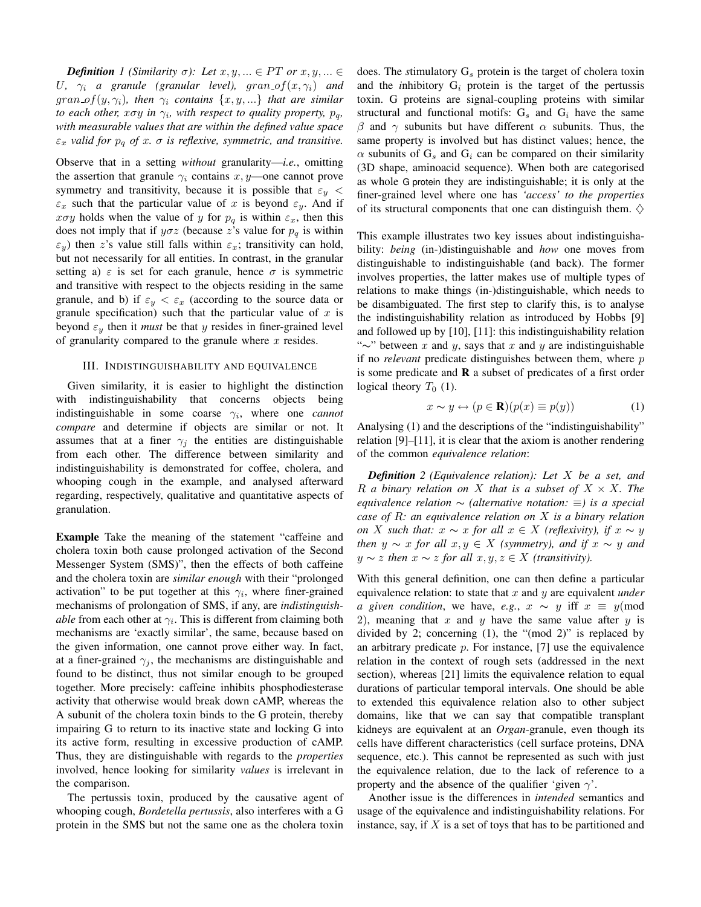***Definition 1 (Similarity $\sigma$):*** *Let $x, y, ... \in PT$ or $x, y, ... \in U$, $\gamma_i$ a granule (granular level), $gran\_of(x, \gamma_i)$ and $gran\_of(y, \gamma_i)$, then $\gamma_i$ contains $\{x, y, ...\}$ that are similar to each other, $x \sigma y$ in $\gamma_i$, with respect to quality property, $p_q$, with measurable values that are within the defined value space $\varepsilon_x$ valid for $p_q$ of $x$. $\sigma$ is reflexive, symmetric, and transitive.*

Observe that in a setting *without* granularity—*i.e.*, omitting the assertion that granule $\gamma_i$ contains $x, y$—one cannot prove symmetry and transitivity, because it is possible that $\varepsilon_y < \varepsilon_x$ such that the particular value of $x$ is beyond $\varepsilon_y$. And if $x \sigma y$ holds when the value of $y$ for $p_q$ is within $\varepsilon_x$, then this does not imply that if $y \sigma z$ (because $z$'s value for $p_q$ is within $\varepsilon_y$) then $z$'s value still falls within $\varepsilon_x$; transitivity can hold, but not necessarily for all entities. In contrast, in the granular setting a) $\varepsilon$ is set for each granule, hence $\sigma$ is symmetric and transitive with respect to the objects residing in the same granule, and b) if $\varepsilon_y < \varepsilon_x$ (according to the source data or granule specification) such that the particular value of $x$ is beyond $\varepsilon_y$ then it *must* be that $y$ resides in finer-grained level of granularity compared to the granule where $x$ resides.

## III. Indistinguishability and equivalence

Given similarity, it is easier to highlight the distinction with indistinguishability that concerns objects being indistinguishable in some coarse $\gamma_i$, where one *cannot compare* and determine if objects are similar or not. It assumes that at a finer $\gamma_j$ the entities are distinguishable from each other. The difference between similarity and indistinguishability is demonstrated for coffee, cholera, and whooping cough in the example, and analysed afterward regarding, respectively, qualitative and quantitative aspects of granulation.

**Example** Take the meaning of the statement "caffeine and cholera toxin both cause prolonged activation of the Second Messenger System (SMS)", then the effects of both caffeine and the cholera toxin are *similar enough* with their "prolonged activation" to be put together at this $\gamma_i$, where finer-grained mechanisms of prolongation of SMS, if any, are *indistinguishable* from each other at $\gamma_i$. This is different from claiming both mechanisms are 'exactly similar', the same, because based on the given information, one cannot prove either way. In fact, at a finer-grained $\gamma_j$, the mechanisms are distinguishable and found to be distinct, thus not similar enough to be grouped together. More precisely: caffeine inhibits phosphodiesterase activity that otherwise would break down cAMP, whereas the A subunit of the cholera toxin binds to the G protein, thereby impairing G to return to its inactive state and locking G into its active form, resulting in excessive production of cAMP. Thus, they are distinguishable with regards to the *properties* involved, hence looking for similarity *values* is irrelevant in the comparison.

The pertussis toxin, produced by the causative agent of whooping cough, *Bordetella pertussis*, also interferes with a G protein in the SMS but not the same one as the cholera toxin does. The *s*timulatory $G_s$ protein is the target of cholera toxin and the *i*nhibitory $G_i$ protein is the target of the pertussis toxin. G proteins are signal-coupling proteins with similar structural and functional motifs: $G_s$ and $G_i$ have the same $\beta$ and $\gamma$ subunits but have different $\alpha$ subunits. Thus, the same property is involved but has distinct values; hence, the $\alpha$ subunits of $G_s$ and $G_i$ can be compared on their similarity (3D shape, aminoacid sequence). When both are categorised as whole G protein they are indistinguishable; it is only at the finer-grained level where one has *'access' to the properties* of its structural components that one can distinguish them. $\diamondsuit$

This example illustrates two key issues about indistinguishability: *being* (in-)distinguishable and *how* one moves from distinguishable to indistinguishable (and back). The former involves properties, the latter makes use of multiple types of relations to make things (in-)distinguishable, which needs to be disambiguated. The first step to clarify this, is to analyse the indistinguishability relation as introduced by Hobbs [9] and followed up by [10], [11]: this indistinguishability relation "$\sim$" between $x$ and $y$, says that $x$ and $y$ are indistinguishable if no *relevant* predicate distinguishes between them, where $p$ is some predicate and $\mathbf{R}$ a subset of predicates of a first order logical theory $T_0$ (1).

$$x \sim y \leftrightarrow (p \in \mathbf{R})(p(x) \equiv p(y)) \quad (1)$$

Analysing (1) and the descriptions of the "indistinguishability" relation [9]–[11], it is clear that the axiom is another rendering of the common *equivalence relation*:

***Definition 2 (Equivalence relation):*** *Let $X$ be a set, and $R$ a binary relation on $X$ that is a subset of $X \times X$. The equivalence relation $\sim$ (alternative notation: $\equiv$) is a special case of $R$: an equivalence relation on $X$ is a binary relation on $X$ such that: $x \sim x$ for all $x \in X$ (reflexivity), if $x \sim y$ then $y \sim x$ for all $x, y \in X$ (symmetry), and if $x \sim y$ and $y \sim z$ then $x \sim z$ for all $x, y, z \in X$ (transitivity).*

With this general definition, one can then define a particular equivalence relation: to state that $x$ and $y$ are equivalent *under a given condition*, we have, *e.g.*, $x \sim y$ iff $x \equiv y(\text{mod } 2)$, meaning that $x$ and $y$ have the same value after $y$ is divided by 2; concerning (1), the "(mod 2)" is replaced by an arbitrary predicate $p$. For instance, [7] use the equivalence relation in the context of rough sets (addressed in the next section), whereas [21] limits the equivalence relation to equal durations of particular temporal intervals. One should be able to extended this equivalence relation also to other subject domains, like that we can say that compatible transplant kidneys are equivalent at an *Organ*-granule, even though its cells have different characteristics (cell surface proteins, DNA sequence, etc.). This cannot be represented as such with just the equivalence relation, due to the lack of reference to a property and the absence of the qualifier 'given $\gamma$'.

Another issue is the differences in *intended* semantics and usage of the equivalence and indistinguishability relations. For instance, say, if $X$ is a set of toys that has to be partitioned and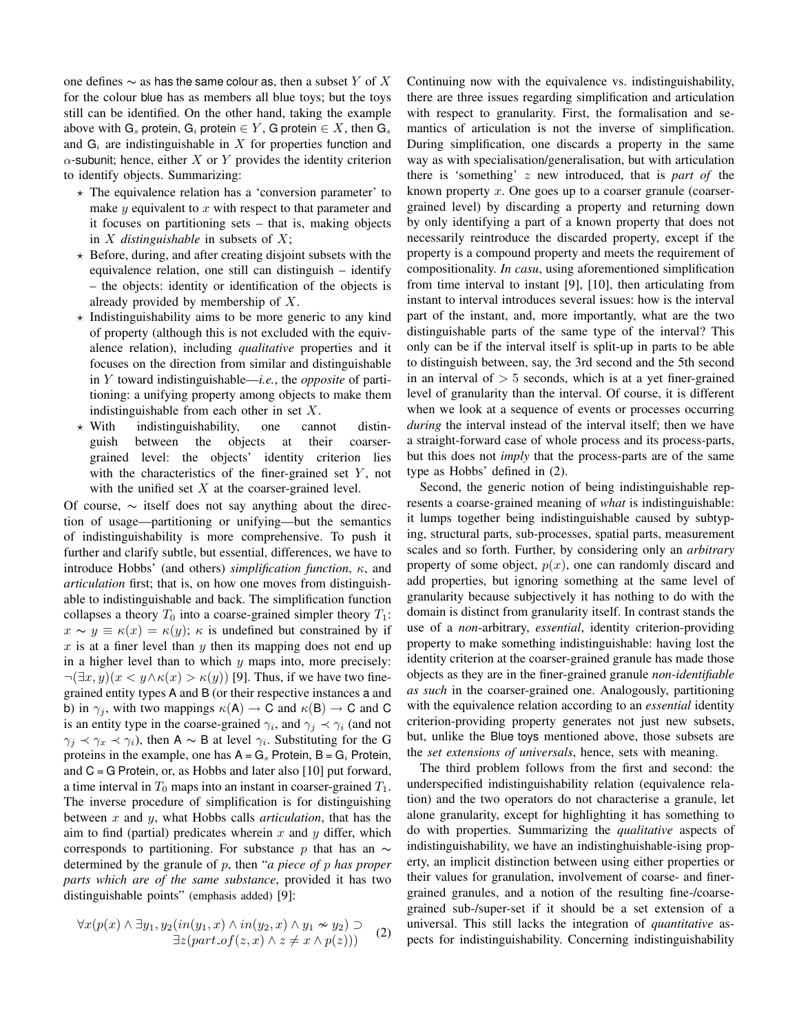one defines $\sim$ as has the same colour as, then a subset $Y$ of $X$ for the colour blue has as members all blue toys; but the toys still can be identified. On the other hand, taking the example above with $\mathsf{G}_s$ protein, $\mathsf{G}_i$ protein $\in Y$, $\mathsf{G}$ protein $\in X$, then $\mathsf{G}_s$ and $\mathsf{G}_i$ are indistinguishable in $X$ for properties function and $\alpha$-subunit; hence, either $X$ or $Y$ provides the identity criterion to identify objects. Summarizing:

- ⋆ The equivalence relation has a 'conversion parameter' to make $y$ equivalent to $x$ with respect to that parameter and it focuses on partitioning sets – that is, making objects in $X$ *distinguishable* in subsets of $X$;
- ⋆ Before, during, and after creating disjoint subsets with the equivalence relation, one still can distinguish – identify – the objects: identity or identification of the objects is already provided by membership of $X$.
- ⋆ Indistinguishability aims to be more generic to any kind of property (although this is not excluded with the equivalence relation), including *qualitative* properties and it focuses on the direction from similar and distinguishable in $Y$ toward indistinguishable—*i.e.*, the *opposite* of partitioning: a unifying property among objects to make them indistinguishable from each other in set $X$.
- ⋆ With indistinguishability, one cannot distinguish between the objects at their coarser-grained level: the objects' identity criterion lies with the characteristics of the finer-grained set $Y$, not with the unified set $X$ at the coarser-grained level.

Of course, $\sim$ itself does not say anything about the direction of usage—partitioning or unifying—but the semantics of indistinguishability is more comprehensive. To push it further and clarify subtle, but essential, differences, we have to introduce Hobbs' (and others) *simplification function*, $\kappa$, and *articulation* first; that is, on how one moves from distinguishable to indistinguishable and back. The simplification function collapses a theory $T_0$ into a coarse-grained simpler theory $T_1$: $x \sim y \equiv \kappa(x) = \kappa(y)$; $\kappa$ is undefined but constrained by if $x$ is at a finer level than $y$ then its mapping does not end up in a higher level than to which $y$ maps into, more precisely: $\neg(\exists x, y)(x < y \wedge \kappa(x) > \kappa(y))$ [9]. Thus, if we have two fine-grained entity types A and B (or their respective instances a and b) in $\gamma_j$, with two mappings $\kappa(\mathsf{A}) \rightarrow \mathsf{C}$ and $\kappa(\mathsf{B}) \rightarrow \mathsf{C}$ and C is an entity type in the coarse-grained $\gamma_i$, and $\gamma_j \prec \gamma_i$ (and not $\gamma_j \prec \gamma_x \prec \gamma_i$), then $\mathsf{A} \sim \mathsf{B}$ at level $\gamma_i$. Substituting for the G proteins in the example, one has A = $\mathsf{G}_s$ Protein, B = $\mathsf{G}_i$ Protein, and C = G Protein, or, as Hobbs and later also [10] put forward, a time interval in $T_0$ maps into an instant in coarser-grained $T_1$. The inverse procedure of simplification is for distinguishing between $x$ and $y$, what Hobbs calls *articulation*, that has the aim to find (partial) predicates wherein $x$ and $y$ differ, which corresponds to partitioning. For substance $p$ that has an $\sim$ determined by the granule of $p$, then "*a piece of p has proper parts which are of the same substance*, provided it has two distinguishable points" (emphasis added) [9]:

$$\forall x(p(x) \wedge \exists y_1, y_2(in(y_1, x) \wedge in(y_2, x) \wedge y_1 \nsim y_2) \supset \exists z(part\_of(z, x) \wedge z \neq x \wedge p(z))) \quad (2)$$

Continuing now with the equivalence vs. indistinguishability, there are three issues regarding simplification and articulation with respect to granularity. First, the formalisation and semantics of articulation is not the inverse of simplification. During simplification, one discards a property in the same way as with specialisation/generalisation, but with articulation there is 'something' $z$ new introduced, that is *part of* the known property $x$. One goes up to a coarser granule (coarser-grained level) by discarding a property and returning down by only identifying a part of a known property that does not necessarily reintroduce the discarded property, except if the property is a compound property and meets the requirement of compositionality. *In casu*, using aforementioned simplification from time interval to instant [9], [10], then articulating from instant to interval introduces several issues: how is the interval part of the instant, and, more importantly, what are the two distinguishable parts of the same type of the interval? This only can be if the interval itself is split-up in parts to be able to distinguish between, say, the 3rd second and the 5th second in an interval of $> 5$ seconds, which is at a yet finer-grained level of granularity than the interval. Of course, it is different when we look at a sequence of events or processes occurring *during* the interval instead of the interval itself; then we have a straight-forward case of whole process and its process-parts, but this does not *imply* that the process-parts are of the same type as Hobbs' defined in (2).

Second, the generic notion of being indistinguishable represents a coarse-grained meaning of *what* is indistinguishable: it lumps together being indistinguishable caused by subtyping, structural parts, sub-processes, spatial parts, measurement scales and so forth. Further, by considering only an *arbitrary* property of some object, $p(x)$, one can randomly discard and add properties, but ignoring something at the same level of granularity because subjectively it has nothing to do with the domain is distinct from granularity itself. In contrast stands the use of a *non*-arbitrary, *essential*, identity criterion-providing property to make something indistinguishable: having lost the identity criterion at the coarser-grained granule has made those objects as they are in the finer-grained granule *non-identifiable as such* in the coarser-grained one. Analogously, partitioning with the equivalence relation according to an *essential* identity criterion-providing property generates not just new subsets, but, unlike the Blue toys mentioned above, those subsets are the *set extensions of universals*, hence, sets with meaning.

The third problem follows from the first and second: the underspecified indistinguishability relation (equivalence relation) and the two operators do not characterise a granule, let alone granularity, except for highlighting it has something to do with properties. Summarizing the *qualitative* aspects of indistinguishability, we have an indisthinguishable-ising property, an implicit distinction between using either properties or their values for granulation, involvement of coarse- and finer-grained granules, and a notion of the resulting fine-/coarse-grained sub-/super-set if it should be a set extension of a universal. This still lacks the integration of *quantitative* aspects for indistinguishability. Concerning indistinguishability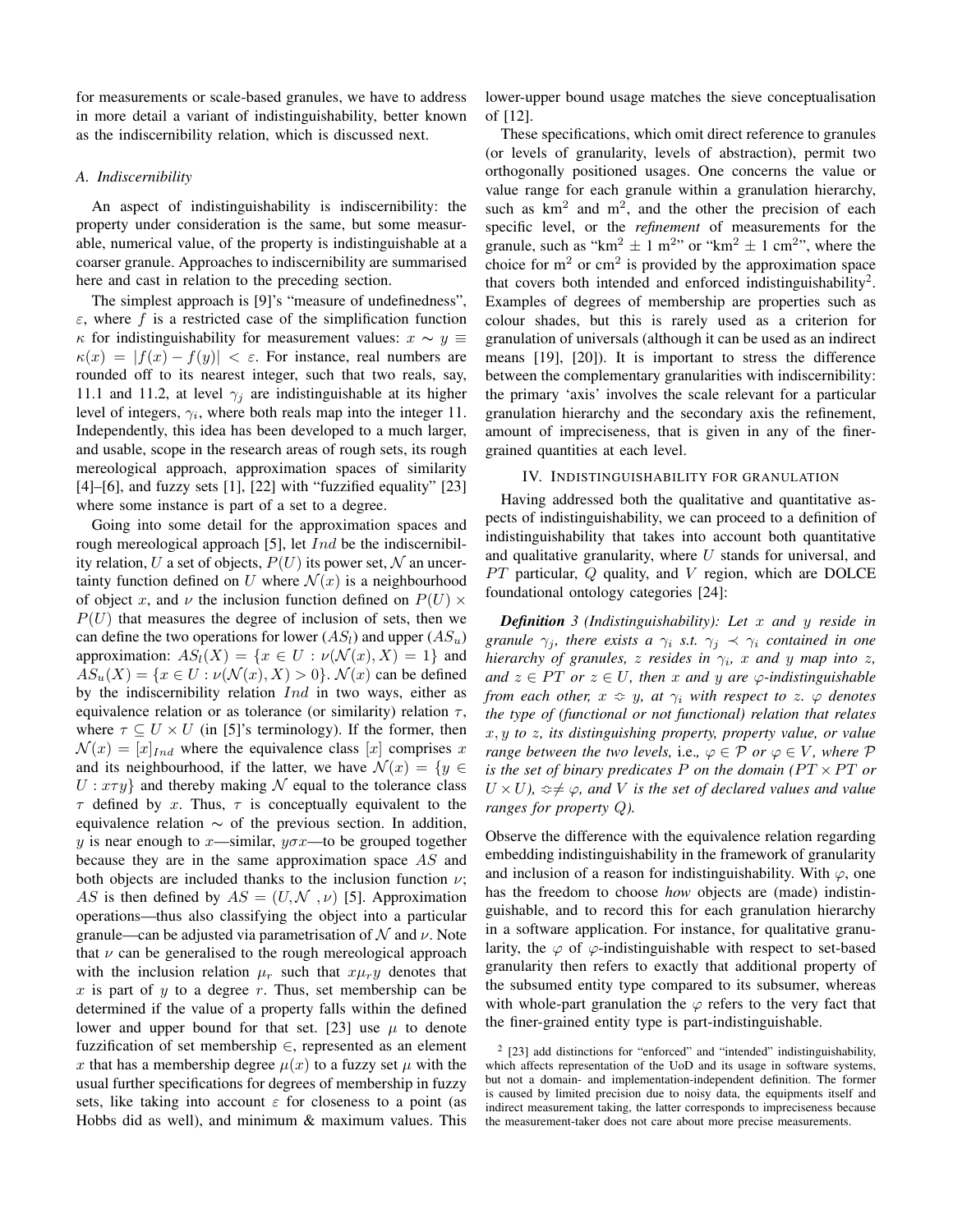for measurements or scale-based granules, we have to address in more detail a variant of indistinguishability, better known as the indiscernibility relation, which is discussed next.

### A. Indiscernibility

An aspect of indistinguishability is indiscernibility: the property under consideration is the same, but some measurable, numerical value, of the property is indistinguishable at a coarser granule. Approaches to indiscernibility are summarised here and cast in relation to the preceding section.

The simplest approach is [9]'s "measure of undefinedness", $\varepsilon$, where $f$ is a restricted case of the simplification function $\kappa$ for indistinguishability for measurement values: $x \sim y \equiv \kappa(x) = |f(x) - f(y)| < \varepsilon$. For instance, real numbers are rounded off to its nearest integer, such that two reals, say, 11.1 and 11.2, at level $\gamma_j$ are indistinguishable at its higher level of integers, $\gamma_i$, where both reals map into the integer 11. Independently, this idea has been developed to a much larger, and usable, scope in the research areas of rough sets, its rough mereological approach, approximation spaces of similarity [4]–[6], and fuzzy sets [1], [22] with "fuzzified equality" [23] where some instance is part of a set to a degree.

Going into some detail for the approximation spaces and rough mereological approach [5], let $Ind$ be the indiscernibility relation, $U$ a set of objects, $P(U)$ its power set, $\mathcal{N}$ an uncertainty function defined on $U$ where $\mathcal{N}(x)$ is a neighbourhood of object $x$, and $\nu$ the inclusion function defined on $P(U) \times P(U)$ that measures the degree of inclusion of sets, then we can define the two operations for lower ($AS_l$) and upper ($AS_u$) approximation: $AS_l(X) = \{x \in U : \nu(\mathcal{N}(x), X) = 1\}$ and $AS_u(X) = \{x \in U : \nu(\mathcal{N}(x), X) > 0\}$. $\mathcal{N}(x)$ can be defined by the indiscernibility relation $Ind$ in two ways, either as equivalence relation or as tolerance (or similarity) relation $\tau$, where $\tau \subseteq U \times U$ (in [5]'s terminology). If the former, then $\mathcal{N}(x) = [x]_{Ind}$ where the equivalence class $[x]$ comprises $x$ and its neighbourhood, if the latter, we have $\mathcal{N}(x) = \{y \in U : x\tau y\}$ and thereby making $\mathcal{N}$ equal to the tolerance class $\tau$ defined by $x$. Thus, $\tau$ is conceptually equivalent to the equivalence relation $\sim$ of the previous section. In addition, $y$ is near enough to $x$—similar, $y\sigma x$—to be grouped together because they are in the same approximation space $AS$ and both objects are included thanks to the inclusion function $\nu$; $AS$ is then defined by $AS = (U, \mathcal{N}, \nu)$ [5]. Approximation operations—thus also classifying the object into a particular granule—can be adjusted via parametrisation of $\mathcal{N}$ and $\nu$. Note that $\nu$ can be generalised to the rough mereological approach with the inclusion relation $\mu_r$ such that $x\mu_r y$ denotes that $x$ is part of $y$ to a degree $r$. Thus, set membership can be determined if the value of a property falls within the defined lower and upper bound for that set. [23] use $\mu$ to denote fuzzification of set membership $\in$, represented as an element $x$ that has a membership degree $\mu(x)$ to a fuzzy set $\mu$ with the usual further specifications for degrees of membership in fuzzy sets, like taking into account $\varepsilon$ for closeness to a point (as Hobbs did as well), and minimum & maximum values. This lower-upper bound usage matches the sieve conceptualisation of [12].

These specifications, which omit direct reference to granules (or levels of granularity, levels of abstraction), permit two orthogonally positioned usages. One concerns the value or value range for each granule within a granulation hierarchy, such as km$^2$ and m$^2$, and the other the precision of each specific level, or the *refinement* of measurements for the granule, such as "km$^2$ $\pm$ 1 m$^2$" or "km$^2$ $\pm$ 1 cm$^2$", where the choice for m$^2$ or cm$^2$ is provided by the approximation space that covers both intended and enforced indistinguishability[2]. Examples of degrees of membership are properties such as colour shades, but this is rarely used as a criterion for granulation of universals (although it can be used as an indirect means [19], [20]). It is important to stress the difference between the complementary granularities with indiscernibility: the primary 'axis' involves the scale relevant for a particular granulation hierarchy and the secondary axis the refinement, amount of impreciseness, that is given in any of the finer-grained quantities at each level.

## IV. Indistinguishability for granulation

Having addressed both the qualitative and quantitative aspects of indistinguishability, we can proceed to a definition of indistinguishability that takes into account both quantitative and qualitative granularity, where $U$ stands for universal, and $PT$ particular, $Q$ quality, and $V$ region, which are DOLCE foundational ontology categories [24]:

***Definition** 3 (Indistinguishability): Let $x$ and $y$ reside in granule $\gamma_j$, there exists a $\gamma_i$ s.t. $\gamma_j \prec \gamma_i$ contained in one hierarchy of granules, $z$ resides in $\gamma_i$, $x$ and $y$ map into $z$, and $z \in PT$ or $z \in U$, then $x$ and $y$ are $\varphi$-indistinguishable from each other, $x \approx y$, at $\gamma_i$ with respect to $z$. $\varphi$ denotes the type of (functional or not functional) relation that relates $x, y$ to $z$, its distinguishing property, property value, or value range between the two levels,* i.e., *$\varphi \in \mathcal{P}$ or $\varphi \in V$, where $\mathcal{P}$ is the set of binary predicates $P$ on the domain ($PT \times PT$ or $U \times U$), $\approx \neq \varphi$, and $V$ is the set of declared values and value ranges for property $Q$).*

Observe the difference with the equivalence relation regarding embedding indistinguishability in the framework of granularity and inclusion of a reason for indistinguishability. With $\varphi$, one has the freedom to choose *how* objects are (made) indistinguishable, and to record this for each granulation hierarchy in a software application. For instance, for qualitative granularity, the $\varphi$ of $\varphi$-indistinguishable with respect to set-based granularity then refers to exactly that additional property of the subsumed entity type compared to its subsumer, whereas with whole-part granulation the $\varphi$ refers to the very fact that the finer-grained entity type is part-indistinguishable.

[2] [23] add distinctions for "enforced" and "intended" indistinguishability, which affects representation of the UoD and its usage in software systems, but not a domain- and implementation-independent definition. The former is caused by limited precision due to noisy data, the equipments itself and indirect measurement taking, the latter corresponds to impreciseness because the measurement-taker does not care about more precise measurements.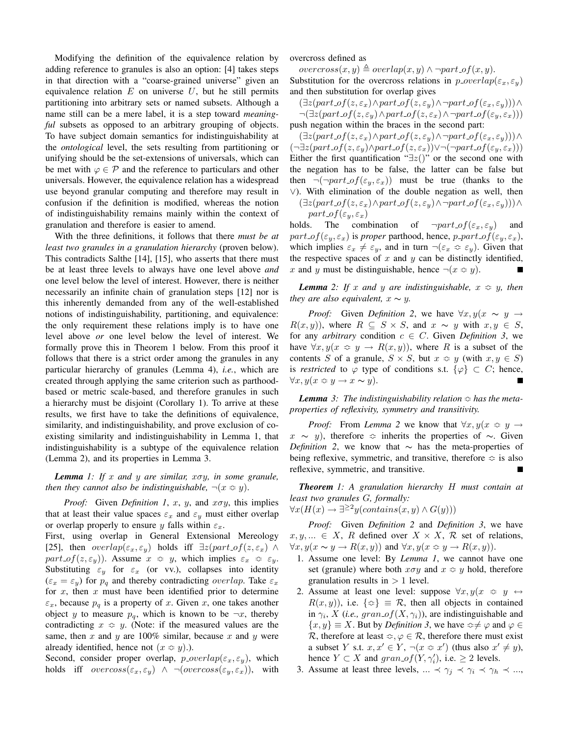Modifying the definition of the equivalence relation by adding reference to granules is also an option: [4] takes steps in that direction with a "coarse-grained universe" given an equivalence relation $E$ on universe $U$, but he still permits partitioning into arbitrary sets or named subsets. Although a name still can be a mere label, it is a step toward *meaningful* subsets as opposed to an arbitrary grouping of objects. To have subject domain semantics for indistinguishability at the *ontological* level, the sets resulting from partitioning or unifying should be the set-extensions of universals, which can be met with $\varphi \in \mathcal{P}$ and the reference to particulars and other universals. However, the equivalence relation has a widespread use beyond granular computing and therefore may result in confusion if the definition is modified, whereas the notion of indistinguishability remains mainly within the context of granulation and therefore is easier to amend.

With the three definitions, it follows that there *must be at least two granules in a granulation hierarchy* (proven below). This contradicts Salthe [14], [15], who asserts that there must be at least three levels to always have one level above *and* one level below the level of interest. However, there is neither necessarily an infinite chain of granulation steps [12] nor is this inherently demanded from any of the well-established notions of indistinguishability, partitioning, and equivalence: the only requirement these relations imply is to have one level above *or* one level below the level of interest. We formally prove this in Theorem 1 below. From this proof it follows that there is a strict order among the granules in any particular hierarchy of granules (Lemma 4), *i.e.*, which are created through applying the same criterion such as parthood-based or metric scale-based, and therefore granules in such a hierarchy must be disjoint (Corollary 1). To arrive at these results, we first have to take the definitions of equivalence, similarity, and indistinguishability, and prove exclusion of co-existing similarity and indistinguishability in Lemma 1, that indistinguishability is a subtype of the equivalence relation (Lemma 2), and its properties in Lemma 3.

***Lemma** 1: If $x$ and $y$ are similar, $x\sigma y$, in some granule, then they cannot also be indistinguishable, $\neg(x \approx y)$.*

*Proof:* Given *Definition 1*, $x$, $y$, and $x\sigma y$, this implies that at least their value spaces $\varepsilon_x$ and $\varepsilon_y$ must either overlap or overlap properly to ensure $y$ falls within $\varepsilon_x$.

First, using overlap in General Extensional Mereology [25], then $overlap(\varepsilon_x, \varepsilon_y)$ holds iff $\exists z(part\_of(z, \varepsilon_x) \wedge part\_of(z, \varepsilon_y))$. Assume $x \approx y$, which implies $\varepsilon_x \approx \varepsilon_y$. Substituting $\varepsilon_y$ for $\varepsilon_x$ (or vv.), collapses into identity ($\varepsilon_x = \varepsilon_y$) for $p_q$ and thereby contradicting $overlap$. Take $\varepsilon_x$ for $x$, then $x$ must have been identified prior to determine $\varepsilon_x$, because $p_q$ is a property of $x$. Given $x$, one takes another object $y$ to measure $p_q$, which is known to be $\neg x$, thereby contradicting $x \approx y$. (Note: if the measured values are the same, then $x$ and $y$ are 100% similar, because $x$ and $y$ were already identified, hence not $(x \approx y)$.).

Second, consider proper overlap, $p\_overlap(\varepsilon_x, \varepsilon_y)$, which holds iff $overcoss(\varepsilon_x, \varepsilon_y) \wedge \neg(overcoss(\varepsilon_y, \varepsilon_x))$, with overcross defined as

$overcross(x, y) \triangleq overlap(x, y) \wedge \neg part\_of(x, y)$.

Substitution for the overcross relations in $p\_overlap(\varepsilon_x, \varepsilon_y)$ and then substitution for overlap gives

$(\exists z(part\_of(z, \varepsilon_x) \wedge part\_of(z, \varepsilon_y) \wedge \neg part\_of(\varepsilon_x, \varepsilon_y))) \wedge$
$\neg(\exists z(part\_of(z, \varepsilon_y) \wedge part\_of(z, \varepsilon_x) \wedge \neg part\_of(\varepsilon_y, \varepsilon_x)))$

push negation within the braces in the second part:

$(\exists z(part\_of(z, \varepsilon_x) \wedge part\_of(z, \varepsilon_y) \wedge \neg part\_of(\varepsilon_x, \varepsilon_y))) \wedge$
$(\neg\exists z(part\_of(z, \varepsilon_y) \wedge part\_of(z, \varepsilon_x)) \vee \neg(\neg part\_of(\varepsilon_y, \varepsilon_x)))$

Either the first quantification "$\exists z()$" or the second one with the negation has to be false, the latter can be false but then $\neg(\neg part\_of(\varepsilon_y, \varepsilon_x))$ must be true (thanks to the $\vee$). With elimination of the double negation as well, then

$(\exists z(part\_of(z, \varepsilon_x) \wedge part\_of(z, \varepsilon_y) \wedge \neg part\_of(\varepsilon_x, \varepsilon_y))) \wedge$
$part\_of(\varepsilon_y, \varepsilon_x)$

holds. The combination of $\neg part\_of(\varepsilon_x, \varepsilon_y)$ and $part\_of(\varepsilon_y, \varepsilon_x)$ is *proper* parthood, hence, $p\_part\_of(\varepsilon_y, \varepsilon_x)$, which implies $\varepsilon_x \neq \varepsilon_y$, and in turn $\neg(\varepsilon_x \approx \varepsilon_y)$. Given that the respective spaces of $x$ and $y$ can be distinctly identified, $x$ and $y$ must be distinguishable, hence $\neg(x \approx y)$. ∎

***Lemma** 2: If $x$ and $y$ are indistinguishable, $x \approx y$, then they are also equivalent, $x \sim y$.*

*Proof:* Given *Definition 2*, we have $\forall x, y(x \sim y \rightarrow R(x, y))$, where $R \subseteq S \times S$, and $x \sim y$ with $x, y \in S$, for any *arbitrary* condition $c \in C$. Given *Definition 3*, we have $\forall x, y(x \approx y \rightarrow R(x, y))$, where $R$ is a subset of the contents $S$ of a granule, $S \times S$, but $x \approx y$ (with $x, y \in S$) is *restricted* to $\varphi$ type of conditions s.t. $\{\varphi\} \subset C$; hence, $\forall x, y(x \approx y \rightarrow x \sim y)$. ∎

***Lemma** 3: The indistinguishability relation $\approx$ has the meta-properties of reflexivity, symmetry and transitivity.*

*Proof:* From *Lemma 2* we know that $\forall x, y(x \approx y \rightarrow x \sim y)$, therefore $\approx$ inherits the properties of $\sim$. Given *Definition 2*, we know that $\sim$ has the meta-properties of being reflexive, symmetric, and transitive, therefore $\approx$ is also reflexive, symmetric, and transitive. ∎

***Theorem** 1: A granulation hierarchy $H$ must contain at least two granules $G$, formally:*
$\forall x(H(x) \rightarrow \exists^{\geq 2} y(contains(x, y) \wedge G(y)))$

*Proof:* Given *Definition 2* and *Definition 3*, we have $x, y, ... \in X$, $R$ defined over $X \times X$, $\mathcal{R}$ set of relations, $\forall x, y(x \sim y \rightarrow R(x, y))$ and $\forall x, y(x \approx y \rightarrow R(x, y))$.

1. Assume one level: By *Lemma 1*, we cannot have one set (granule) where both $x\sigma y$ and $x \approx y$ hold, therefore granulation results in $> 1$ level.
2. Assume at least one level: suppose $\forall x, y(x \approx y \leftrightarrow R(x, y))$, i.e. $\{\approx\} \equiv \mathcal{R}$, then all objects in contained in $\gamma_i$, $X$ (*i.e., $gran\_of(X, \gamma_i)$*), are indistinguishable and $\{x, y\} \equiv X$. But by *Definition 3*, we have $\approx \neq \varphi$ and $\varphi \in \mathcal{R}$, therefore at least $\approx, \varphi \in \mathcal{R}$, therefore there must exist a subset $Y$ s.t. $x, x' \in Y$, $\neg(x \approx x')$ (thus also $x' \neq y$), hence $Y \subset X$ and $gran\_of(Y, \gamma'_i)$, i.e. $\geq 2$ levels.
3. Assume at least three levels, $... \prec \gamma_j \prec \gamma_i \prec \gamma_h \prec ...$,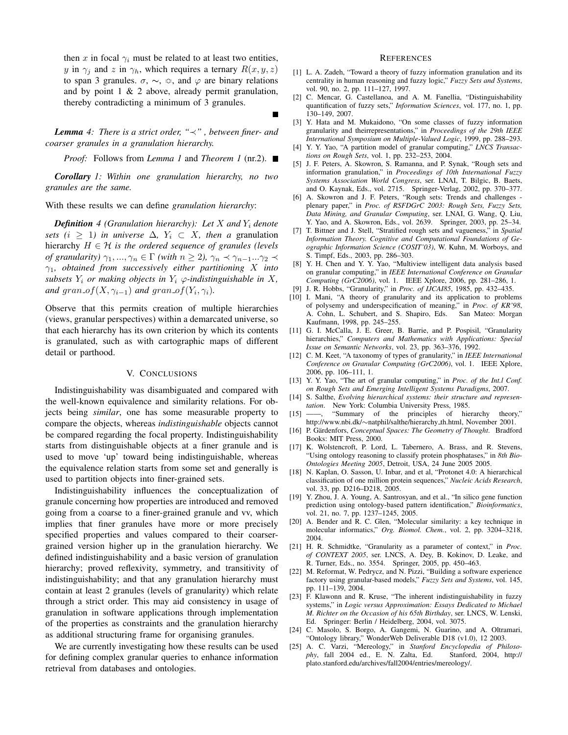then $x$ in focal $\gamma_i$ must be related to at least two entities, $y$ in $\gamma_j$ and $z$ in $\gamma_h$, which requires a ternary $R(x, y, z)$ to span 3 granules. $\sigma$, $\sim$, $\Leftrightarrow$, and $\varphi$ are binary relations and by point 1 & 2 above, already permit granulation, thereby contradicting a minimum of 3 granules. ■

***Lemma** 4: There is a strict order, "$\prec$", between finer- and coarser granules in a granulation hierarchy.*

*Proof:* Follows from *Lemma 1* and *Theorem 1* (nr.2). ■

***Corollary** 1: Within one granulation hierarchy, no two granules are the same.*

With these results we can define *granulation hierarchy*:

***Definition** 4 (Granulation hierarchy): Let $X$ and $Y_i$ denote sets ($i \geq 1$) in universe $\Delta$, $Y_i \subset X$, then a* granulation hierarchy *$H \in \mathcal{H}$ is the ordered sequence of granules (levels of granularity) $\gamma_1, ..., \gamma_n \in \Gamma$ (with $n \geq 2$), $\gamma_n \prec \gamma_{n-1} ... \gamma_2 \prec \gamma_1$, obtained from successively either partitioning $X$ into subsets $Y_i$ or making objects in $Y_i$ $\varphi$-indistinguishable in $X$, and $gran\_of(X, \gamma_{i-1})$ and $gran\_of(Y_i, \gamma_i)$.*

Observe that this permits creation of multiple hierarchies (views, granular perspectives) within a demarcated universe, so that each hierarchy has its own criterion by which its contents is granulated, such as with cartographic maps of different detail or parthood.

## V. Conclusions

Indistinguishability was disambiguated and compared with the well-known equivalence and similarity relations. For objects being *similar*, one has some measurable property to compare the objects, whereas *indistinguishable* objects cannot be compared regarding the focal property. Indistinguishability starts from distinguishable objects at a finer granule and is used to move 'up' toward being indistinguishable, whereas the equivalence relation starts from some set and generally is used to partition objects into finer-grained sets.

Indistinguishability influences the conceptualization of granule concerning how properties are introduced and removed going from a coarse to a finer-grained granule and vv, which implies that finer granules have more or more precisely specified properties and values compared to their coarser-grained version higher up in the granulation hierarchy. We defined indistinguishability and a basic version of granulation hierarchy; proved reflexivity, symmetry, and transitivity of indistinguishability; and that any granulation hierarchy must contain at least 2 granules (levels of granularity) which relate through a strict order. This may aid consistency in usage of granulation in software applications through implementation of the properties as constraints and the granulation hierarchy as additional structuring frame for organising granules.

We are currently investigating how these results can be used for defining complex granular queries to enhance information retrieval from databases and ontologies.

## References

[1] L. A. Zadeh, "Toward a theory of fuzzy information granulation and its centrality in human reasoning and fuzzy logic," *Fuzzy Sets and Systems*, vol. 90, no. 2, pp. 111–127, 1997.

[2] C. Mencar, G. Castellanoa, and A. M. Fanellia, "Distinguishability quantification of fuzzy sets," *Information Sciences*, vol. 177, no. 1, pp. 130–149, 2007.

[3] Y. Hata and M. Mukaidono, "On some classes of fuzzy information granularity and theirrepresentations," in *Proceedings of the 29th IEEE International Symposium on Multiple-Valued Logic*, 1999, pp. 288–293.

[4] Y. Y. Yao, "A partition model of granular computing," *LNCS Transactions on Rough Sets*, vol. 1, pp. 232–253, 2004.

[5] J. F. Peters, A. Skowron, S. Ramanna, and P. Synak, "Rough sets and information granulation," in *Proceedings of 10th International Fuzzy Systems Association World Congress*, ser. LNAI, T. Bilgic, B. Baets, and O. Kaynak, Eds., vol. 2715. Springer-Verlag, 2002, pp. 370–377.

[6] A. Skowron and J. F. Peters, "Rough sets: Trends and challenges - plenary paper," in *Proc. of RSFDGrC 2003: Rough Sets, Fuzzy Sets, Data Mining, and Granular Computing*, ser. LNAI, G. Wang, Q. Liu, Y. Yao, and A. Skowron, Eds., vol. 2639. Springer, 2003, pp. 25–34.

[7] T. Bittner and J. Stell, "Stratified rough sets and vagueness," in *Spatial Information Theory. Cognitive and Computational Foundations of Geographic Information Science (COSIT'03)*, W. Kuhn, M. Worboys, and S. Timpf, Eds., 2003, pp. 286–303.

[8] Y. H. Chen and Y. Y. Yao, "Multiview intelligent data analysis based on granular computing," in *IEEE International Conference on Granular Computing (GrC2006)*, vol. 1. IEEE Xplore, 2006, pp. 281–286, 1.

[9] J. R. Hobbs, "Granularity," in *Proc. of IJCAI85*, 1985, pp. 432–435.

[10] I. Mani, "A theory of granularity and its application to problems of polysemy and underspecification of meaning," in *Proc. of KR'98*, A. Cohn, L. Schubert, and S. Shapiro, Eds. San Mateo: Morgan Kaufmann, 1998, pp. 245–255.

[11] G. I. McCalla, J. E. Greer, B. Barrie, and P. Pospisil, "Granularity hierarchies," *Computers and Mathematics with Applications: Special Issue on Semantic Networks*, vol. 23, pp. 363–376, 1992.

[12] C. M. Keet, "A taxonomy of types of granularity," in *IEEE International Conference on Granular Computing (GrC2006)*, vol. 1. IEEE Xplore, 2006, pp. 106–111, 1.

[13] Y. Y. Yao, "The art of granular computing," in *Proc. of the Int.l Conf. on Rough Sets and Emerging Intelligent Systems Paradigms*, 2007.

[14] S. Salthe, *Evolving hierarchical systems: their structure and representation*. New York: Columbia University Press, 1985.

[15] ——, "Summary of the principles of hierarchy theory," http://www.nbi.dk/∼natphil/salthe/hierarchy_th.html, November 2001.

[16] P. Gärdenfors, *Conceptual Spaces: The Geometry of Thought*. Bradford Books: MIT Press, 2000.

[17] K. Wolstencroft, P. Lord, L. Tabernero, A. Brass, and R. Stevens, "Using ontology reasoning to classify protein phosphatases," in *8th Bio-Ontologies Meeting 2005*, Detroit, USA, 24 June 2005 2005.

[18] N. Kaplan, O. Sasson, U. Inbar, and et al, "Protonet 4.0: A hierarchical classification of one million protein sequences," *Nucleic Acids Research*, vol. 33, pp. D216–D218, 2005.

[19] Y. Zhou, J. A. Young, A. Santrosyan, and et al., "In silico gene function prediction using ontology-based pattern identification," *Bioinformatics*, vol. 21, no. 7, pp. 1237–1245, 2005.

[20] A. Bender and R. C. Glen, "Molecular similarity: a key technique in molecular informatics," *Org. Biomol. Chem.*, vol. 2, pp. 3204–3218, 2004.

[21] H. R. Schmidtke, "Granularity as a parameter of context," in *Proc. of CONTEXT 2005*, ser. LNCS, A. Dey, B. Kokinov, D. Leake, and R. Turner, Eds., no. 3554. Springer, 2005, pp. 450–463.

[22] M. Reformat, W. Pedrycz, and N. Pizzi, "Building a software experience factory using granular-based models," *Fuzzy Sets and Systems*, vol. 145, pp. 111–139, 2004.

[23] F. Klawonn and R. Kruse, "The inherent indistinguishability in fuzzy systems," in *Logic versus Approximation: Essays Dedicated to Michael M. Richter on the Occasion of his 65th Birthday*, ser. LNCS, W. Lenski, Ed. Springer: Berlin / Heidelberg, 2004, vol. 3075.

[24] C. Masolo, S. Borgo, A. Gangemi, N. Guarino, and A. Oltramari, "Ontology library," WonderWeb Deliverable D18 (v1.0), 12 2003.

[25] A. C. Varzi, "Mereology," in *Stanford Encyclopedia of Philosophy*, fall 2004 ed., E. N. Zalta, Ed. Stanford, 2004, http://plato.stanford.edu/archives/fall2004/entries/mereology/.